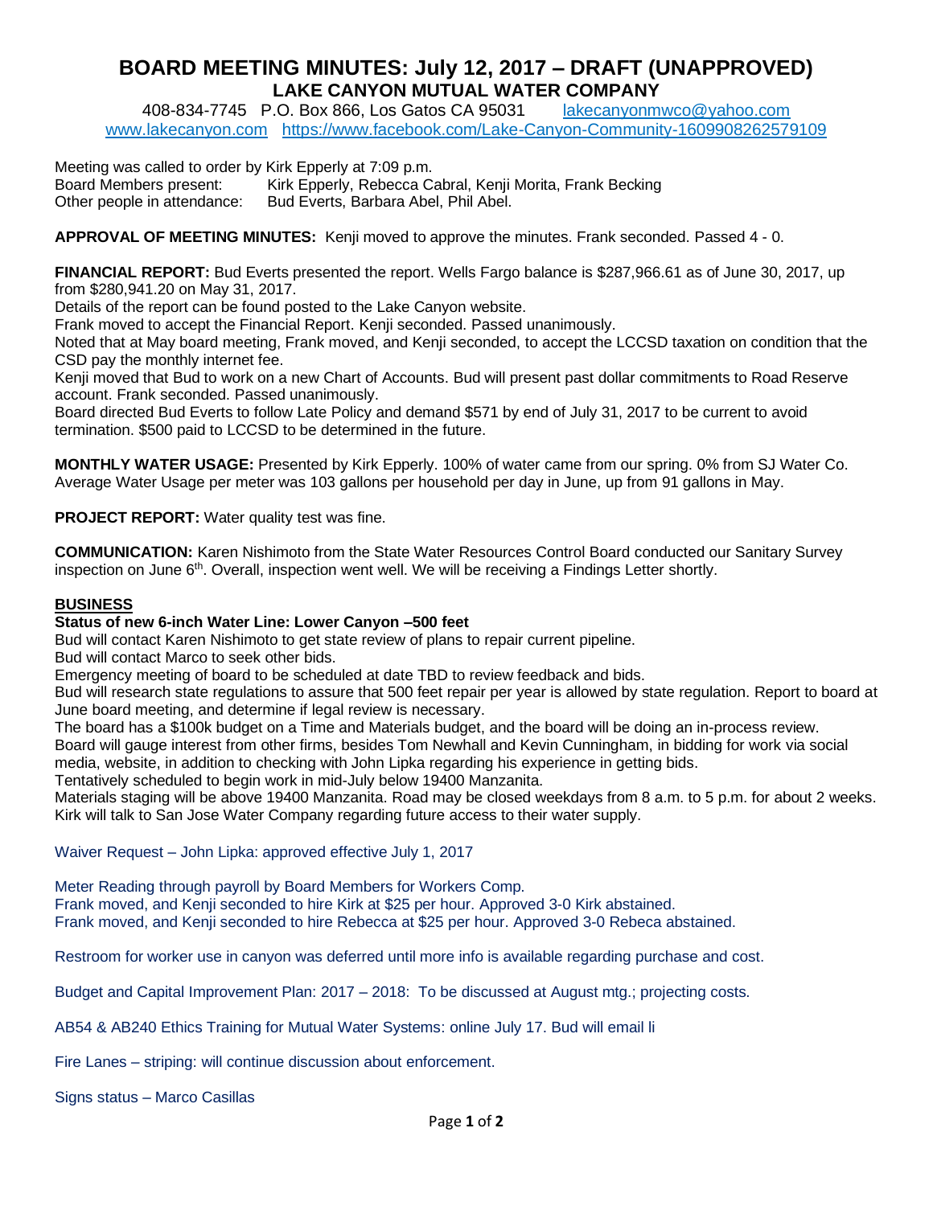# BOARD MEETING MINUTES: July 12, 2017 – DRAFT (UNAPPROVED)

## LAKE CANYON MUTUAL WATER COMPANY

408-834-7745 P.O. Box 866, Los Gatos CA 95031 lakecanyonmwco@yahoo.com
www.lakecanyon.com https://www.facebook.com/Lake-Canyon-Community-1609908262579109

Meeting was called to order by Kirk Epperly at 7:09 p.m.
Board Members present: Kirk Epperly, Rebecca Cabral, Kenji Morita, Frank Becking
Other people in attendance: Bud Everts, Barbara Abel, Phil Abel.

**APPROVAL OF MEETING MINUTES:** Kenji moved to approve the minutes. Frank seconded. Passed 4 - 0.

**FINANCIAL REPORT:** Bud Everts presented the report. Wells Fargo balance is $287,966.61 as of June 30, 2017, up from $280,941.20 on May 31, 2017.
Details of the report can be found posted to the Lake Canyon website.
Frank moved to accept the Financial Report. Kenji seconded. Passed unanimously.
Noted that at May board meeting, Frank moved, and Kenji seconded, to accept the LCCSD taxation on condition that the CSD pay the monthly internet fee.
Kenji moved that Bud to work on a new Chart of Accounts. Bud will present past dollar commitments to Road Reserve account. Frank seconded. Passed unanimously.
Board directed Bud Everts to follow Late Policy and demand $571 by end of July 31, 2017 to be current to avoid termination. $500 paid to LCCSD to be determined in the future.

**MONTHLY WATER USAGE:** Presented by Kirk Epperly. 100% of water came from our spring. 0% from SJ Water Co. Average Water Usage per meter was 103 gallons per household per day in June, up from 91 gallons in May.

**PROJECT REPORT:** Water quality test was fine.

**COMMUNICATION:** Karen Nishimoto from the State Water Resources Control Board conducted our Sanitary Survey inspection on June 6th. Overall, inspection went well. We will be receiving a Findings Letter shortly.

## BUSINESS

**Status of new 6-inch Water Line: Lower Canyon –500 feet**

Bud will contact Karen Nishimoto to get state review of plans to repair current pipeline.
Bud will contact Marco to seek other bids.
Emergency meeting of board to be scheduled at date TBD to review feedback and bids.
Bud will research state regulations to assure that 500 feet repair per year is allowed by state regulation. Report to board at June board meeting, and determine if legal review is necessary.
The board has a $100k budget on a Time and Materials budget, and the board will be doing an in-process review.
Board will gauge interest from other firms, besides Tom Newhall and Kevin Cunningham, in bidding for work via social media, website, in addition to checking with John Lipka regarding his experience in getting bids.
Tentatively scheduled to begin work in mid-July below 19400 Manzanita.
Materials staging will be above 19400 Manzanita. Road may be closed weekdays from 8 a.m. to 5 p.m. for about 2 weeks.
Kirk will talk to San Jose Water Company regarding future access to their water supply.

Waiver Request – John Lipka: approved effective July 1, 2017

Meter Reading through payroll by Board Members for Workers Comp.
Frank moved, and Kenji seconded to hire Kirk at $25 per hour. Approved 3-0 Kirk abstained.
Frank moved, and Kenji seconded to hire Rebecca at $25 per hour. Approved 3-0 Rebeca abstained.

Restroom for worker use in canyon was deferred until more info is available regarding purchase and cost.

Budget and Capital Improvement Plan: 2017 – 2018: To be discussed at August mtg.; projecting costs.

AB54 & AB240 Ethics Training for Mutual Water Systems: online July 17. Bud will email li

Fire Lanes – striping: will continue discussion about enforcement.

Signs status – Marco Casillas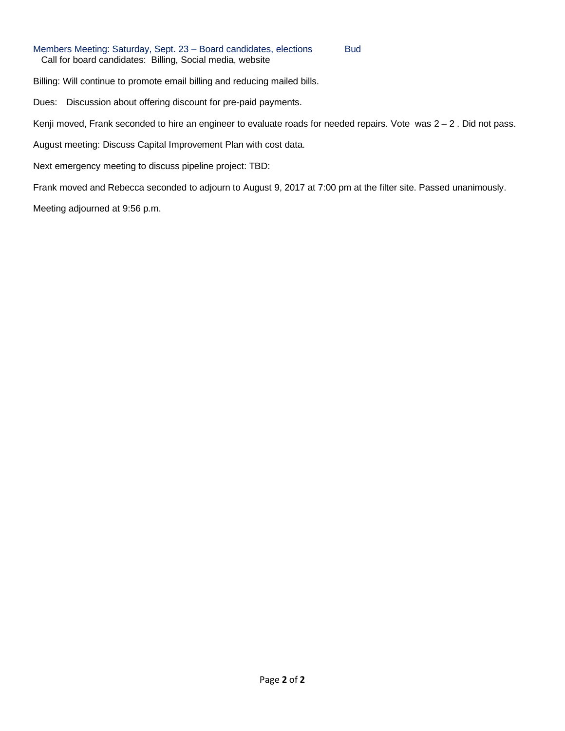Members Meeting: Saturday, Sept. 23 – Board candidates, elections Bud
Call for board candidates: Billing, Social media, website

Billing: Will continue to promote email billing and reducing mailed bills.

Dues: Discussion about offering discount for pre-paid payments.

Kenji moved, Frank seconded to hire an engineer to evaluate roads for needed repairs. Vote was 2 – 2 . Did not pass.

August meeting: Discuss Capital Improvement Plan with cost data.

Next emergency meeting to discuss pipeline project: TBD:

Frank moved and Rebecca seconded to adjourn to August 9, 2017 at 7:00 pm at the filter site. Passed unanimously.

Meeting adjourned at 9:56 p.m.